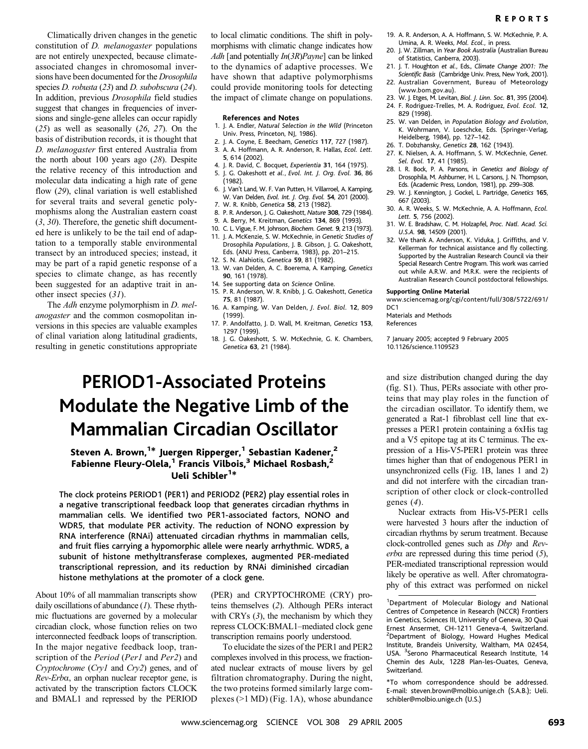Climatically driven changes in the genetic constitution of *D. melanogaster* populations are not entirely unexpected, because climate-associated changes in chromosomal inversions have been documented for the *Drosophila* species *D. robusta* (*23*) and *D. subobscura* (*24*). In addition, previous *Drosophila* field studies suggest that changes in frequencies of inversions and single-gene alleles can occur rapidly (*25*) as well as seasonally (*26*, *27*). On the basis of distribution records, it is thought that *D. melanogaster* first entered Australia from the north about 100 years ago (*28*). Despite the relative recency of this introduction and molecular data indicating a high rate of gene flow (*29*), clinal variation is well established for several traits and several genetic polymorphisms along the Australian eastern coast (*3*, *30*). Therefore, the genetic shift documented here is unlikely to be the tail end of adaptation to a temporally stable environmental transect by an introduced species; instead, it may be part of a rapid genetic response of a species to climate change, as has recently been suggested for an adaptive trait in another insect species (*31*).

The *Adh* enzyme polymorphism in *D. melanogaster* and the common cosmopolitan inversions in this species are valuable examples of clinal variation along latitudinal gradients, resulting in genetic constitutions appropriate to local climatic conditions. The shift in polymorphisms with climatic change indicates how *Adh* [and potentially *In(3R)Payne*] can be linked to the dynamics of adaptive processes. We have shown that adaptive polymorphisms could provide monitoring tools for detecting the impact of climate change on populations.

**References and Notes**

1. J. A. Endler, *Natural Selection in the Wild* (Princeton Univ. Press, Princeton, NJ, 1986).
2. J. A. Coyne, E. Beecham, *Genetics* **117**, 727 (1987).
3. A. A. Hoffmann, A. R. Anderson, R. Hallas, *Ecol. Lett.* **5**, 614 (2002).
4. J. R. David, C. Bocquet, *Experientia* **31**, 164 (1975).
5. J. G. Oakeshott *et al.*, *Evol. Int. J. Org. Evol.* **36**, 86 (1982).
6. J. Van't Land, W. F. Van Putten, H. Villarroel, A. Kamping, W. Van Delden, *Evol. Int. J. Org. Evol.* **54**, 201 (2000).
7. W. R. Knibb, *Genetica* **58**, 213 (1982).
8. P. R. Anderson, J. G. Oakeshott, *Nature* **308**, 729 (1984).
9. A. Berry, M. Kreitman, *Genetics* **134**, 869 (1993).
10. C. L. Vigue, F. M. Johnson, *Biochem. Genet.* **9**, 213 (1973).
11. J. A. McKenzie, S. W. McKechnie, in *Genetic Studies of* Drosophila *Populations*, J. B. Gibson, J. G. Oakeshott, Eds. (ANU Press, Canberra, 1983), pp. 201–215.
12. S. N. Alahiotis, *Genetica* **59**, 81 (1982).
13. W. van Delden, A. C. Boerema, A. Kamping, *Genetics* **90**, 161 (1978).
14. See supporting data on *Science* Online.
15. P. R. Anderson, W. R. Knibb, J. G. Oakeshott, *Genetica* **75**, 81 (1987).
16. A. Kamping, W. Van Delden, *J. Evol. Biol.* **12**, 809 (1999).
17. P. Andolfatto, J. D. Wall, M. Kreitman, *Genetics* **153**, 1297 (1999).
18. J. G. Oakeshott, S. W. McKechnie, G. K. Chambers, *Genetica* **63**, 21 (1984).
19. A. R. Anderson, A. A. Hoffmann, S. W. McKechnie, P. A. Umina, A. R. Weeks, *Mol. Ecol.*, in press.
20. J. W. Zillman, in *Year Book Australia* (Australian Bureau of Statistics, Canberra, 2003).
21. J. T. Houghton *et al.*, Eds., *Climate Change 2001: The Scientific Basis* (Cambridge Univ. Press, New York, 2001).
22. Australian Government, Bureau of Meteorology (www.bom.gov.au).
23. W. J. Etges, M. Levitan, *Biol. J. Linn. Soc.* **81**, 395 (2004).
24. F. Rodriguez-Trelles, M. A. Rodriguez, *Evol. Ecol.* **12**, 829 (1998).
25. W. van Delden, in *Population Biology and Evolution*, K. Wohrmann, V. Loeschcke, Eds. (Springer-Verlag, Heidelberg, 1984), pp. 127–142.
26. T. Dobzhansky, *Genetics* **28**, 162 (1943).
27. K. Nielsen, A. A. Hoffmann, S. W. McKechnie, *Genet. Sel. Evol.* **17**, 41 (1985).
28. I. R. Bock, P. A. Parsons, in *Genetics and Biology of* Drosophila, M. Ashburner, H. L. Carsons, J. N. Thompson, Eds. (Academic Press, London, 1981), pp. 299–308.
29. W. J. Kennington, J. Gockel, L. Partridge, *Genetics* **165**, 667 (2003).
30. A. R. Weeks, S. W. McKechnie, A. A. Hoffmann, *Ecol. Lett.* **5**, 756 (2002).
31. W. E. Bradshaw, C. M. Holzapfel, *Proc. Natl. Acad. Sci. U.S.A.* **98**, 14509 (2001).
32. We thank A. Anderson, K. Viduka, J. Griffiths, and V. Kellerman for technical assistance and fly collecting. Supported by the Australian Research Council via their Special Research Centre Program. This work was carried out while A.R.W. and M.R.K. were the recipients of Australian Research Council postdoctoral fellowships.

**Supporting Online Material**

www.sciencemag.org/cgi/content/full/308/5722/691/DC1
Materials and Methods
References

7 January 2005; accepted 9 February 2005
10.1126/science.1109523

# PERIOD1-Associated Proteins Modulate the Negative Limb of the Mammalian Circadian Oscillator

**Steven A. Brown,[1]* Juergen Ripperger,[1] Sebastian Kadener,[2] Fabienne Fleury-Olela,[1] Francis Vilbois,[3] Michael Rosbash,[2] Ueli Schibler[1]***

**The clock proteins PERIOD1 (PER1) and PERIOD2 (PER2) play essential roles in a negative transcriptional feedback loop that generates circadian rhythms in mammalian cells. We identified two PER1-associated factors, NONO and WDR5, that modulate PER activity. The reduction of NONO expression by RNA interference (RNAi) attenuated circadian rhythms in mammalian cells, and fruit flies carrying a hypomorphic allele were nearly arrhythmic. WDR5, a subunit of histone methyltransferase complexes, augmented PER-mediated transcriptional repression, and its reduction by RNAi diminished circadian histone methylations at the promoter of a clock gene.**

About 10% of all mammalian transcripts show daily oscillations of abundance (*1*). These rhythmic fluctuations are governed by a molecular circadian clock, whose function relies on two interconnected feedback loops of transcription. In the major negative feedback loop, transcription of the *Period* (*Per1* and *Per2*) and *Cryptochrome* (*Cry1* and *Cry2*) genes, and of *Rev-Erbα*, an orphan nuclear receptor gene, is activated by the transcription factors CLOCK and BMAL1 and repressed by the PERIOD (PER) and CRYPTOCHROME (CRY) proteins themselves (*2*). Although PERs interact with CRYs (*3*), the mechanism by which they repress CLOCK:BMAL1–mediated clock gene transcription remains poorly understood.

To elucidate the sizes of the PER1 and PER2 complexes involved in this process, we fractionated nuclear extracts of mouse livers by gel filtration chromatography. During the night, the two proteins formed similarly large complexes (>1 MD) (Fig. 1A), whose abundance and size distribution changed during the day (fig. S1). Thus, PERs associate with other proteins that may play roles in the function of the circadian oscillator. To identify them, we generated a Rat-1 fibroblast cell line that expresses a PER1 protein containing a 6xHis tag and a V5 epitope tag at its C terminus. The expression of a His-V5-PER1 protein was three times higher than that of endogenous PER1 in unsynchronized cells (Fig. 1B, lanes 1 and 2) and did not interfere with the circadian transcription of other clock or clock-controlled genes (*4*).

Nuclear extracts from His-V5-PER1 cells were harvested 3 hours after the induction of circadian rhythms by serum treatment. Because clock-controlled genes such as *Dbp* and *Rev-erbα* are repressed during this time period (*5*), PER-mediated transcriptional repression would likely be operative as well. After chromatography of this extract was performed on nickel

[1]Department of Molecular Biology and National Centres of Competence in Research (NCCR) Frontiers in Genetics, Sciences III, University of Geneva, 30 Quai Ernest Ansermet, CH-1211 Geneva-4, Switzerland. [2]Department of Biology, Howard Hughes Medical Institute, Brandeis University, Waltham, MA 02454, USA. [3]Serono Pharmaceutical Research Institute, 14 Chemin des Aulx, 1228 Plan-les-Ouates, Geneva, Switzerland.

*To whom correspondence should be addressed. E-mail: steven.brown@molbio.unige.ch (S.A.B.); Ueli.schibler@molbio.unige.ch (U.S.)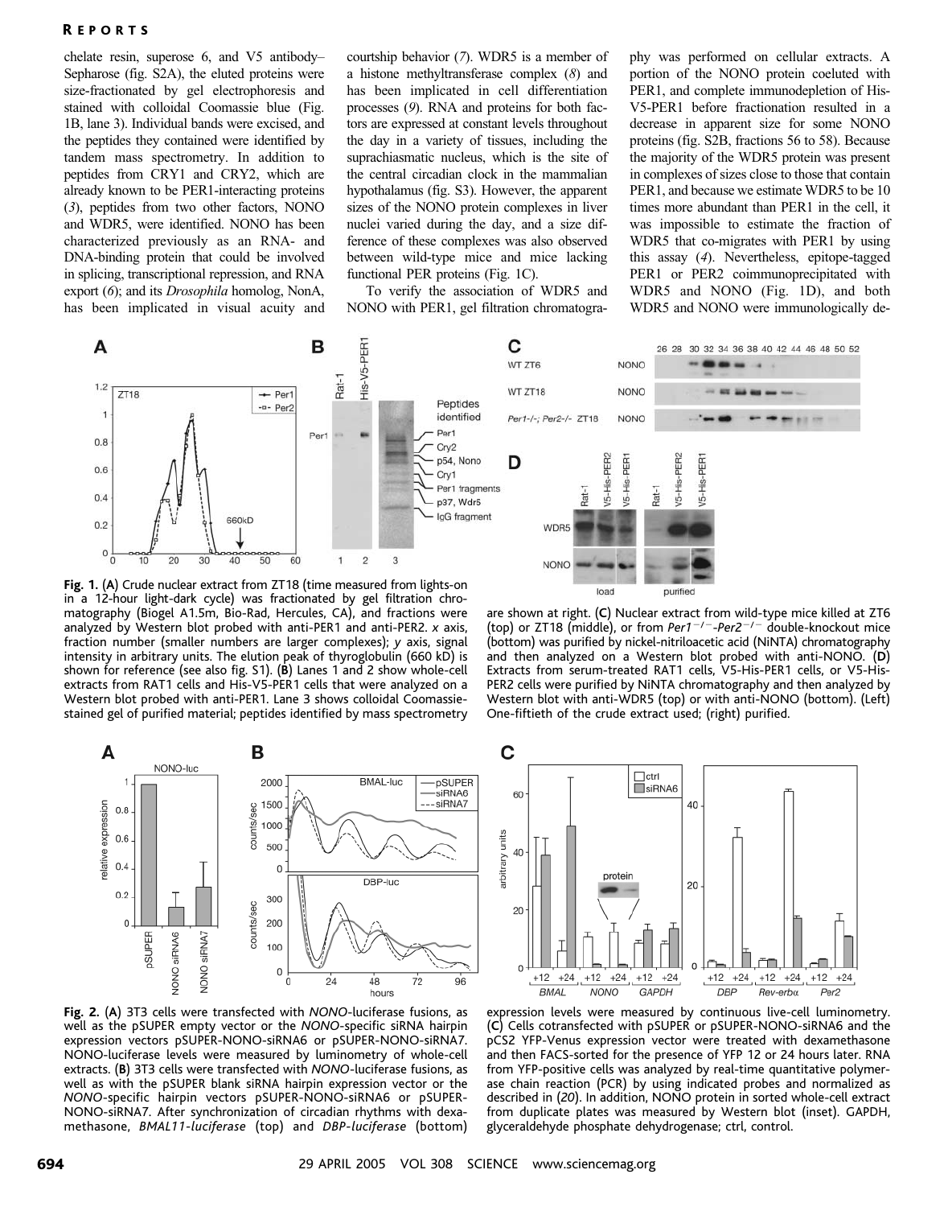chelate resin, superose 6, and V5 antibody–Sepharose (fig. S2A), the eluted proteins were size-fractionated by gel electrophoresis and stained with colloidal Coomassie blue (Fig. 1B, lane 3). Individual bands were excised, and the peptides they contained were identified by tandem mass spectrometry. In addition to peptides from CRY1 and CRY2, which are already known to be PER1-interacting proteins (3), peptides from two other factors, NONO and WDR5, were identified. NONO has been characterized previously as an RNA- and DNA-binding protein that could be involved in splicing, transcriptional repression, and RNA export (6); and its *Drosophila* homolog, NonA, has been implicated in visual acuity and courtship behavior (7). WDR5 is a member of a histone methyltransferase complex (8) and has been implicated in cell differentiation processes (9). RNA and proteins for both factors are expressed at constant levels throughout the day in a variety of tissues, including the suprachiasmatic nucleus, which is the site of the central circadian clock in the mammalian hypothalamus (fig. S3). However, the apparent sizes of the NONO protein complexes in liver nuclei varied during the day, and a size difference of these complexes was also observed between wild-type mice and mice lacking functional PER proteins (Fig. 1C).

To verify the association of WDR5 and NONO with PER1, gel filtration chromatography was performed on cellular extracts. A portion of the NONO protein coeluted with PER1, and complete immunodepletion of His-V5-PER1 before fractionation resulted in a decrease in apparent size for some NONO proteins (fig. S2B, fractions 56 to 58). Because the majority of the WDR5 protein was present in complexes of sizes close to those that contain PER1, and because we estimate WDR5 to be 10 times more abundant than PER1 in the cell, it was impossible to estimate the fraction of WDR5 that co-migrates with PER1 by using this assay (4). Nevertheless, epitope-tagged PER1 or PER2 coimmunoprecipitated with WDR5 and NONO (Fig. 1D), and both WDR5 and NONO were immunologically de-

**Fig. 1.** (**A**) Crude nuclear extract from ZT18 (time measured from lights-on in a 12-hour light-dark cycle) was fractionated by gel filtration chromatography (Biogel A1.5m, Bio-Rad, Hercules, CA), and fractions were analyzed by Western blot probed with anti-PER1 and anti-PER2. *x* axis, fraction number (smaller numbers are larger complexes); *y* axis, signal intensity in arbitrary units. The elution peak of thyroglobulin (660 kD) is shown for reference (see also fig. S1). (**B**) Lanes 1 and 2 show whole-cell extracts from RAT1 cells and His-V5-PER1 cells that were analyzed on a Western blot probed with anti-PER1. Lane 3 shows colloidal Coomassie-stained gel of purified material; peptides identified by mass spectrometry are shown at right. (**C**) Nuclear extract from wild-type mice killed at ZT6 (top) or ZT18 (middle), or from *Per1*$^{-/-}$-*Per2*$^{-/-}$ double-knockout mice (bottom) was purified by nickel-nitrilotriacetic acid (NiNTA) chromatography and then analyzed on a Western blot probed with anti-NONO. (**D**) Extracts from serum-treated RAT1 cells, V5-His-PER1 cells, or V5-His-PER2 cells were purified by NiNTA chromatography and then analyzed by Western blot with anti-WDR5 (top) or with anti-NONO (bottom). (Left) One-fiftieth of the crude extract used; (right) purified.

**Fig. 2.** (**A**) 3T3 cells were transfected with *NONO*-luciferase fusions, as well as the pSUPER empty vector or the *NONO*-specific siRNA hairpin expression vectors pSUPER-NONO-siRNA6 or pSUPER-NONO-siRNA7. NONO-luciferase levels were measured by luminometry of whole-cell extracts. (**B**) 3T3 cells were transfected with *NONO*-luciferase fusions, as well as with the pSUPER blank siRNA hairpin expression vector or the *NONO*-specific hairpin vectors pSUPER-NONO-siRNA6 or pSUPER-NONO-siRNA7. After synchronization of circadian rhythms with dexamethasone, *BMAL11-luciferase* (top) and *DBP-luciferase* (bottom) expression levels were measured by continuous live-cell luminometry. (**C**) Cells cotransfected with pSUPER or pSUPER-NONO-siRNA6 and the pCS2 YFP-Venus expression vector were treated with dexamethasone and then FACS-sorted for the presence of YFP 12 or 24 hours later. RNA from YFP-positive cells was analyzed by real-time quantitative polymerase chain reaction (PCR) by using indicated probes and normalized as described in (20). In addition, NONO protein in sorted whole-cell extract from duplicate plates was measured by Western blot (inset). GAPDH, glyceraldehyde phosphate dehydrogenase; ctrl, control.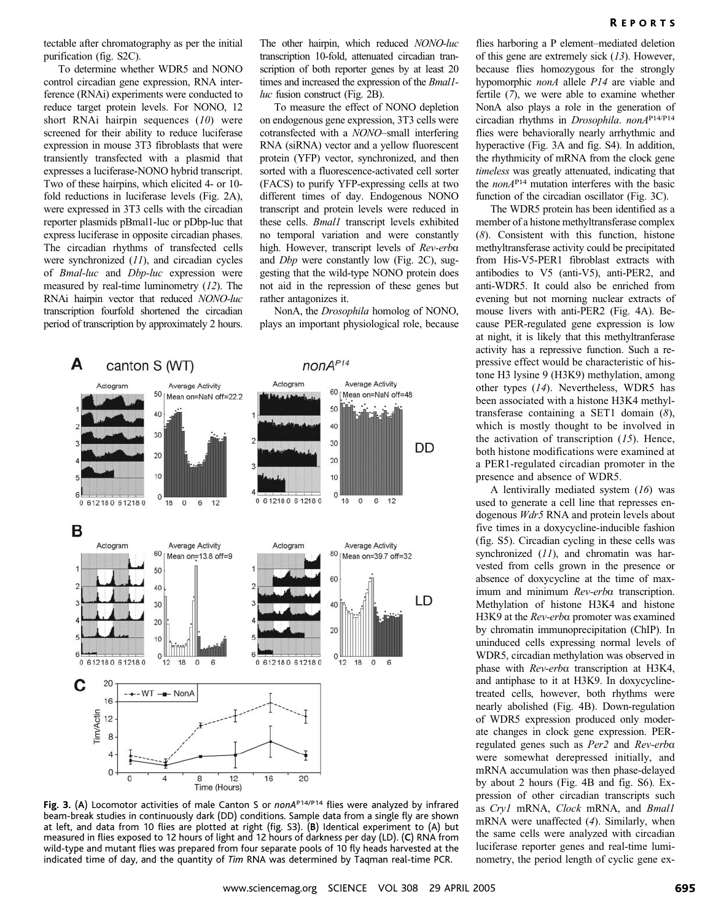tectable after chromatography as per the initial purification (fig. S2C).

To determine whether WDR5 and NONO control circadian gene expression, RNA interference (RNAi) experiments were conducted to reduce target protein levels. For NONO, 12 short RNAi hairpin sequences (*10*) were screened for their ability to reduce luciferase expression in mouse 3T3 fibroblasts that were transiently transfected with a plasmid that expresses a luciferase-NONO hybrid transcript. Two of these hairpins, which elicited 4- or 10-fold reductions in luciferase levels (Fig. 2A), were expressed in 3T3 cells with the circadian reporter plasmids pBmal1-luc or pDbp-luc that express luciferase in opposite circadian phases. The circadian rhythms of transfected cells were synchronized (*11*), and circadian cycles of *Bmal-luc* and *Dbp-luc* expression were measured by real-time luminometry (*12*). The RNAi hairpin vector that reduced *NONO-luc* transcription fourfold shortened the circadian period of transcription by approximately 2 hours. The other hairpin, which reduced *NONO-luc* transcription 10-fold, attenuated circadian transcription of both reporter genes by at least 20 times and increased the expression of the *Bmal1-luc* fusion construct (Fig. 2B).

To measure the effect of NONO depletion on endogenous gene expression, 3T3 cells were cotransfected with a *NONO*–small interfering RNA (siRNA) vector and a yellow fluorescent protein (YFP) vector, synchronized, and then sorted with a fluorescence-activated cell sorter (FACS) to purify YFP-expressing cells at two different times of day. Endogenous NONO transcript and protein levels were reduced in these cells. *Bmal1* transcript levels exhibited no temporal variation and were constantly high. However, transcript levels of *Rev-erbα* and *Dbp* were constantly low (Fig. 2C), suggesting that the wild-type NONO protein does not aid in the repression of these genes but rather antagonizes it.

NonA, the *Drosophila* homolog of NONO, plays an important physiological role, because flies harboring a P element–mediated deletion of this gene are extremely sick (*13*). However, because flies homozygous for the strongly hypomorphic *nonA* allele *P14* are viable and fertile (*7*), we were able to examine whether NonA also plays a role in the generation of circadian rhythms in *Drosophila*. *nonA*$^{P14/P14}$ flies were behaviorally nearly arrhythmic and hyperactive (Fig. 3A and fig. S4). In addition, the rhythmicity of mRNA from the clock gene *timeless* was greatly attenuated, indicating that the *nonA*$^{P14}$ mutation interferes with the basic function of the circadian oscillator (Fig. 3C).

**Fig. 3.** (**A**) Locomotor activities of male Canton S or *nonA*$^{P14/P14}$ flies were analyzed by infrared beam-break studies in continuously dark (DD) conditions. Sample data from a single fly are shown at left, and data from 10 flies are plotted at right (fig. S3). (**B**) Identical experiment to (A) but measured in flies exposed to 12 hours of light and 12 hours of darkness per day (LD). (**C**) RNA from wild-type and mutant flies was prepared from four separate pools of 10 fly heads harvested at the indicated time of day, and the quantity of *Tim* RNA was determined by Taqman real-time PCR.

The WDR5 protein has been identified as a member of a histone methyltransferase complex (*8*). Consistent with this function, histone methyltransferase activity could be precipitated from His-V5-PER1 fibroblast extracts with antibodies to V5 (anti-V5), anti-PER2, and anti-WDR5. It could also be enriched from evening but not morning nuclear extracts of mouse livers with anti-PER2 (Fig. 4A). Because PER-regulated gene expression is low at night, it is likely that this methyltranferase activity has a repressive function. Such a repressive effect would be characteristic of histone H3 lysine 9 (H3K9) methylation, among other types (*14*). Nevertheless, WDR5 has been associated with a histone H3K4 methyltransferase containing a SET1 domain (*8*), which is mostly thought to be involved in the activation of transcription (*15*). Hence, both histone modifications were examined at a PER1-regulated circadian promoter in the presence and absence of WDR5.

A lentivirally mediated system (*16*) was used to generate a cell line that represses endogenous *Wdr5* RNA and protein levels about five times in a doxycycline-inducible fashion (fig. S5). Circadian cycling in these cells was synchronized (*11*), and chromatin was harvested from cells grown in the presence or absence of doxycycline at the time of maximum and minimum *Rev-erbα* transcription. Methylation of histone H3K4 and histone H3K9 at the *Rev-erbα* promoter was examined by chromatin immunoprecipitation (ChIP). In uninduced cells expressing normal levels of WDR5, circadian methylation was observed in phase with *Rev-erbα* transcription at H3K4, and antiphase to it at H3K9. In doxycycline-treated cells, however, both rhythms were nearly abolished (Fig. 4B). Down-regulation of WDR5 expression produced only moderate changes in clock gene expression. PER-regulated genes such as *Per2* and *Rev-erbα* were somewhat derepressed initially, and mRNA accumulation was then phase-delayed by about 2 hours (Fig. 4B and fig. S6). Expression of other circadian transcripts such as *Cry1* mRNA, *Clock* mRNA, and *Bmal1* mRNA were unaffected (*4*). Similarly, when the same cells were analyzed with circadian luciferase reporter genes and real-time luminometry, the period length of cyclic gene ex-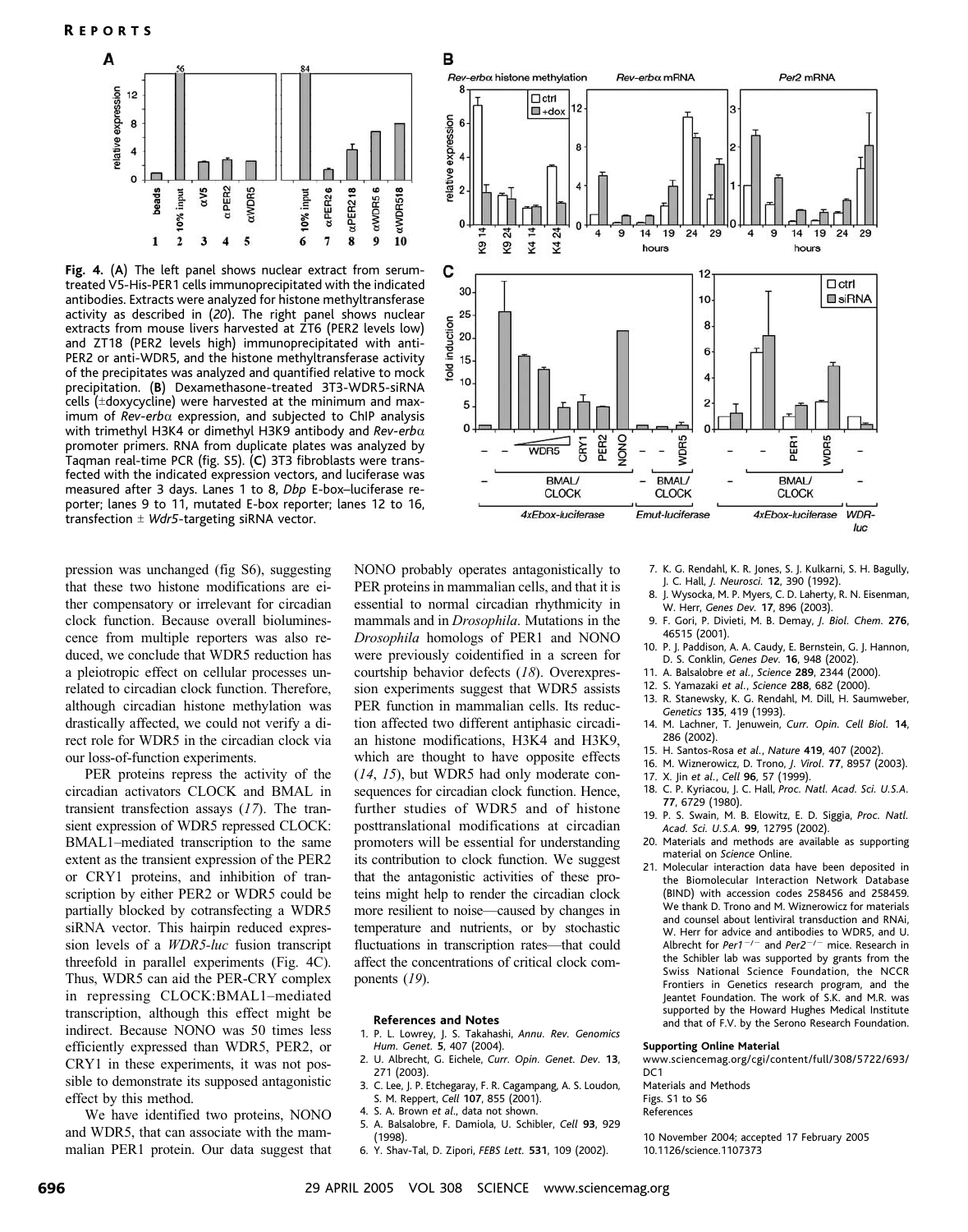A

56

84

relative expression

12

8

4

0

beads

10% input

αV5

αPER2

αWDR5

10% input

αPER2 6

αPER2 18

αWDR5 6

αWDR5 18

1 2 3 4 5 6 7 8 9 10

B

*Rev-erbα* histone methylation

*Rev-erbα* mRNA

*Per2* mRNA

ctrl

+dox

relative expression

K9 14

K9 24

K4 14

K4 24

4 9 14 19 24 29

hours

C

fold induction

WDR5

CRY1

PER2

NONO

WDR5

BMAL/CLOCK

BMAL/CLOCK

4xEbox-luciferase

Emut-luciferase

ctrl

siRNA

PER1

WDR5

BMAL/CLOCK

4xEbox-luciferase

WDR-luc

**Fig. 4.** (**A**) The left panel shows nuclear extract from serum-treated V5-His-PER1 cells immunoprecipitated with the indicated antibodies. Extracts were analyzed for histone methyltransferase activity as described in (*20*). The right panel shows nuclear extracts from mouse livers harvested at ZT6 (PER2 levels low) and ZT18 (PER2 levels high) immunoprecipitated with anti-PER2 or anti-WDR5, and the histone methyltransferase activity of the precipitates was analyzed and quantified relative to mock precipitation. (**B**) Dexamethasone-treated 3T3-WDR5-siRNA cells (±doxycycline) were harvested at the minimum and maximum of *Rev-erbα* expression, and subjected to ChIP analysis with trimethyl H3K4 or dimethyl H3K9 antibody and *Rev-erbα* promoter primers. RNA from duplicate plates was analyzed by Taqman real-time PCR (fig. S5). (**C**) 3T3 fibroblasts were transfected with the indicated expression vectors, and luciferase was measured after 3 days. Lanes 1 to 8, *Dbp* E-box–luciferase reporter; lanes 9 to 11, mutated E-box reporter; lanes 12 to 16, transfection ± *Wdr5*-targeting siRNA vector.

pression was unchanged (fig S6), suggesting that these two histone modifications are either compensatory or irrelevant for circadian clock function. Because overall bioluminescence from multiple reporters was also reduced, we conclude that WDR5 reduction has a pleiotropic effect on cellular processes unrelated to circadian clock function. Therefore, although circadian histone methylation was drastically affected, we could not verify a direct role for WDR5 in the circadian clock via our loss-of-function experiments.

PER proteins repress the activity of the circadian activators CLOCK and BMAL in transient transfection assays (*17*). The transient expression of WDR5 repressed CLOCK: BMAL1–mediated transcription to the same extent as the transient expression of the PER2 or CRY1 proteins, and inhibition of transcription by either PER2 or WDR5 could be partially blocked by cotransfecting a WDR5 siRNA vector. This hairpin reduced expression levels of a *WDR5-luc* fusion transcript threefold in parallel experiments (Fig. 4C). Thus, WDR5 can aid the PER-CRY complex in repressing CLOCK:BMAL1–mediated transcription, although this effect might be indirect. Because NONO was 50 times less efficiently expressed than WDR5, PER2, or CRY1 in these experiments, it was not possible to demonstrate its supposed antagonistic effect by this method.

We have identified two proteins, NONO and WDR5, that can associate with the mammalian PER1 protein. Our data suggest that NONO probably operates antagonistically to PER proteins in mammalian cells, and that it is essential to normal circadian rhythmicity in mammals and in *Drosophila*. Mutations in the *Drosophila* homologs of PER1 and NONO were previously coidentified in a screen for courtship behavior defects (*18*). Overexpression experiments suggest that WDR5 assists PER function in mammalian cells. Its reduction affected two different antiphasic circadian histone modifications, H3K4 and H3K9, which are thought to have opposite effects (*14*, *15*), but WDR5 had only moderate consequences for circadian clock function. Hence, further studies of WDR5 and of histone posttranslational modifications at circadian promoters will be essential for understanding its contribution to clock function. We suggest that the antagonistic activities of these proteins might help to render the circadian clock more resilient to noise—caused by changes in temperature and nutrients, or by stochastic fluctuations in transcription rates—that could affect the concentrations of critical clock components (*19*).

### References and Notes

1. P. L. Lowrey, J. S. Takahashi, *Annu. Rev. Genomics Hum. Genet.* **5**, 407 (2004).
2. U. Albrecht, G. Eichele, *Curr. Opin. Genet. Dev.* **13**, 271 (2003).
3. C. Lee, J. P. Etchegaray, F. R. Cagampang, A. S. Loudon, S. M. Reppert, *Cell* **107**, 855 (2001).
4. S. A. Brown *et al.*, data not shown.
5. A. Balsalobre, F. Damiola, U. Schibler, *Cell* **93**, 929 (1998).
6. Y. Shav-Tal, D. Zipori, *FEBS Lett.* **531**, 109 (2002).
7. K. G. Rendahl, K. R. Jones, S. J. Kulkarni, S. H. Bagully, J. C. Hall, *J. Neurosci.* **12**, 390 (1992).
8. J. Wysocka, M. P. Myers, C. D. Laherty, R. N. Eisenman, W. Herr, *Genes Dev.* **17**, 896 (2003).
9. F. Gori, P. Divieti, M. B. Demay, *J. Biol. Chem.* **276**, 46515 (2001).
10. P. J. Paddison, A. A. Caudy, E. Bernstein, G. J. Hannon, D. S. Conklin, *Genes Dev.* **16**, 948 (2002).
11. A. Balsalobre *et al.*, *Science* **289**, 2344 (2000).
12. S. Yamazaki *et al.*, *Science* **288**, 682 (2000).
13. R. Stanewsky, K. G. Rendahl, M. Dill, H. Saumweber, *Genetics* **135**, 419 (1993).
14. M. Lachner, T. Jenuwein, *Curr. Opin. Cell Biol.* **14**, 286 (2002).
15. H. Santos-Rosa *et al.*, *Nature* **419**, 407 (2002).
16. M. Wiznerowicz, D. Trono, *J. Virol.* **77**, 8957 (2003).
17. X. Jin *et al.*, *Cell* **96**, 57 (1999).
18. C. P. Kyriacou, J. C. Hall, *Proc. Natl. Acad. Sci. U.S.A.* **77**, 6729 (1980).
19. P. S. Swain, M. B. Elowitz, E. D. Siggia, *Proc. Natl. Acad. Sci. U.S.A.* **99**, 12795 (2002).
20. Materials and methods are available as supporting material on *Science* Online.
21. Molecular interaction data have been deposited in the Biomolecular Interaction Network Database (BIND) with accession codes 258456 and 258459. We thank D. Trono and M. Wiznerowicz for materials and counsel about lentiviral transduction and RNAi, W. Herr for advice and antibodies to WDR5, and U. Albrecht for $Per1^{-/-}$ and $Per2^{-/-}$ mice. Research in the Schibler lab was supported by grants from the Swiss National Science Foundation, the NCCR Frontiers in Genetics research program, and the Jeantet Foundation. The work of S.K. and M.R. was supported by the Howard Hughes Medical Institute and that of F.V. by the Serono Research Foundation.

**Supporting Online Material**
www.sciencemag.org/cgi/content/full/308/5722/693/DC1
Materials and Methods
Figs. S1 to S6
References

10 November 2004; accepted 17 February 2005
10.1126/science.1107373